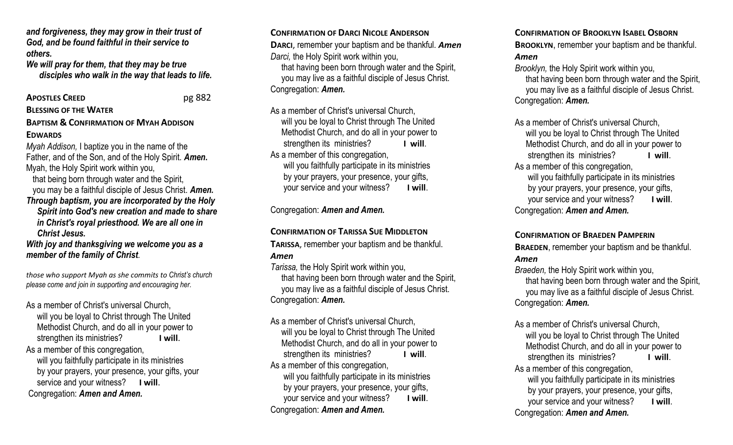***and forgiveness, they may grow in their trust of God, and be found faithful in their service to others.***

***We will pray for them, that they may be true disciples who walk in the way that leads to life.***

**APOSTLES CREED** pg 882

**BLESSING OF THE WATER**

**BAPTISM & CONFIRMATION OF MYAH ADDISON EDWARDS**

*Myah Addison,* I baptize you in the name of the Father, and of the Son, and of the Holy Spirit. ***Amen.***
Myah, the Holy Spirit work within you,
that being born through water and the Spirit,
you may be a faithful disciple of Jesus Christ. ***Amen.***

***Through baptism, you are incorporated by the Holy Spirit into God's new creation and made to share in Christ's royal priesthood. We are all one in Christ Jesus.***

***With joy and thanksgiving we welcome you as a member of the family of Christ.***

*those who support Myah as she commits to Christ's church please come and join in supporting and encouraging her.*

As a member of Christ's universal Church,
will you be loyal to Christ through The United Methodist Church, and do all in your power to strengthen its ministries? **I will**.

As a member of this congregation,
will you faithfully participate in its ministries by your prayers, your presence, your gifts, your service and your witness? **I will**.

Congregation: ***Amen and Amen.***

**CONFIRMATION OF DARCI NICOLE ANDERSON**

**DARCI**, remember your baptism and be thankful. ***Amen***

*Darci,* the Holy Spirit work within you,
that having been born through water and the Spirit,
you may live as a faithful disciple of Jesus Christ.
Congregation: ***Amen.***

As a member of Christ's universal Church,
will you be loyal to Christ through The United Methodist Church, and do all in your power to strengthen its ministries? **I will**.

As a member of this congregation,
will you faithfully participate in its ministries by your prayers, your presence, your gifts, your service and your witness? **I will**.

Congregation: ***Amen and Amen.***

**CONFIRMATION OF TARISSA SUE MIDDLETON**

**TARISSA**, remember your baptism and be thankful. ***Amen***

*Tarissa,* the Holy Spirit work within you,
that having been born through water and the Spirit,
you may live as a faithful disciple of Jesus Christ.
Congregation: ***Amen.***

As a member of Christ's universal Church,
will you be loyal to Christ through The United Methodist Church, and do all in your power to strengthen its ministries? **I will**.

As a member of this congregation,
will you faithfully participate in its ministries by your prayers, your presence, your gifts, your service and your witness? **I will**.

Congregation: ***Amen and Amen.***

**CONFIRMATION OF BROOKLYN ISABEL OSBORN**

**BROOKLYN**, remember your baptism and be thankful. ***Amen***

*Brooklyn,* the Holy Spirit work within you,
that having been born through water and the Spirit,
you may live as a faithful disciple of Jesus Christ.
Congregation: ***Amen.***

As a member of Christ's universal Church,
will you be loyal to Christ through The United Methodist Church, and do all in your power to strengthen its ministries? **I will**.

As a member of this congregation,
will you faithfully participate in its ministries by your prayers, your presence, your gifts, your service and your witness? **I will**.

Congregation: ***Amen and Amen.***

**CONFIRMATION OF BRAEDEN PAMPERIN**

**BRAEDEN**, remember your baptism and be thankful. ***Amen***

*Braeden,* the Holy Spirit work within you,
that having been born through water and the Spirit,
you may live as a faithful disciple of Jesus Christ.
Congregation: ***Amen.***

As a member of Christ's universal Church,
will you be loyal to Christ through The United Methodist Church, and do all in your power to strengthen its ministries? **I will**.

As a member of this congregation,
will you faithfully participate in its ministries by your prayers, your presence, your gifts, your service and your witness? **I will**.

Congregation: ***Amen and Amen.***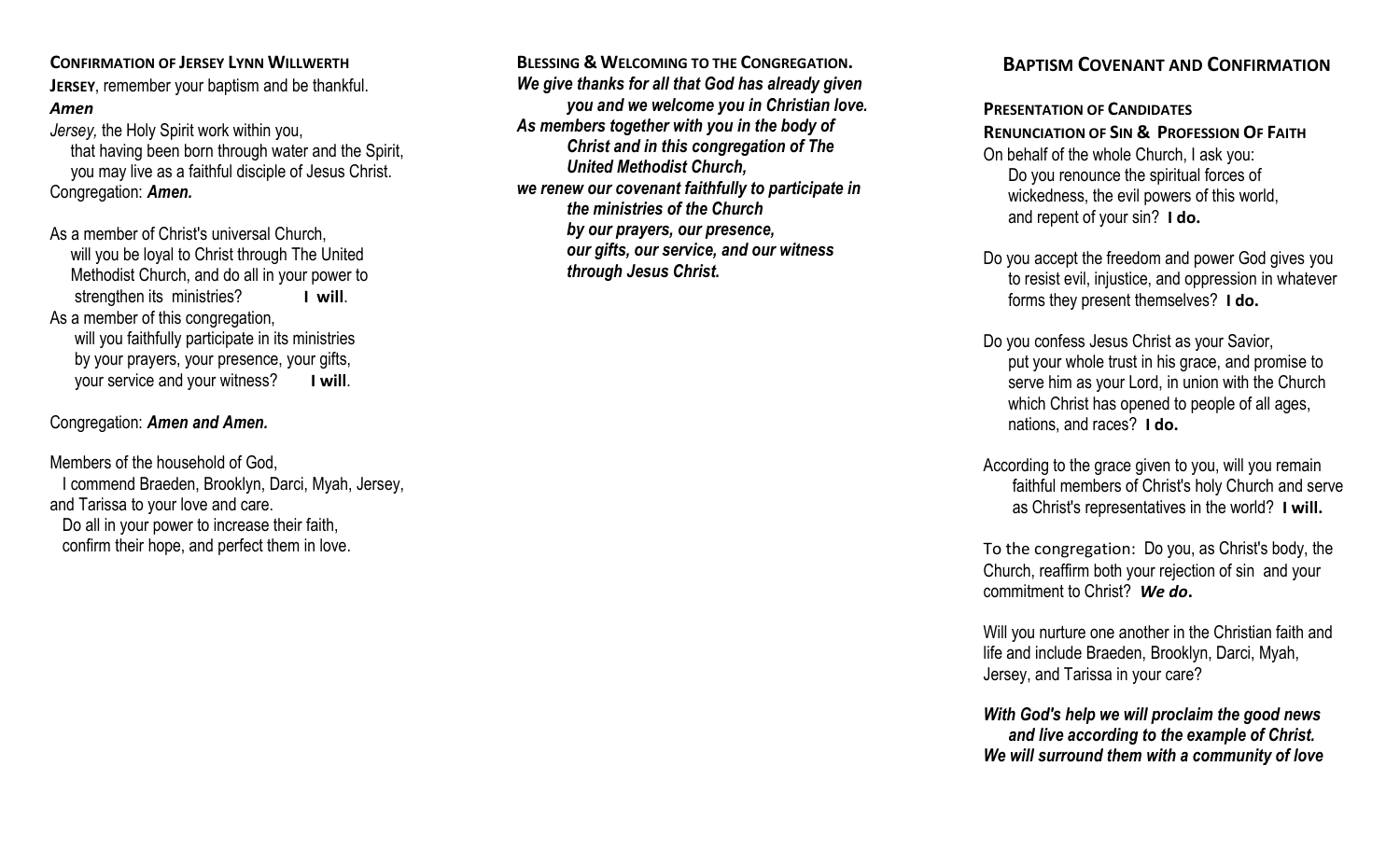**CONFIRMATION OF JERSEY LYNN WILLWERTH**

**JERSEY**, remember your baptism and be thankful.

***Amen***

*Jersey,* the Holy Spirit work within you,
that having been born through water and the Spirit,
you may live as a faithful disciple of Jesus Christ.
Congregation: ***Amen.***

As a member of Christ's universal Church,
will you be loyal to Christ through The United Methodist Church, and do all in your power to strengthen its ministries? **I will**.
As a member of this congregation,
will you faithfully participate in its ministries by your prayers, your presence, your gifts, your service and your witness? **I will**.

Congregation: ***Amen and Amen.***

Members of the household of God,
I commend Braeden, Brooklyn, Darci, Myah, Jersey, and Tarissa to your love and care.
Do all in your power to increase their faith,
confirm their hope, and perfect them in love.

**BLESSING & WELCOMING TO THE CONGREGATION.**

***We give thanks for all that God has already given you and we welcome you in Christian love.***
***As members together with you in the body of Christ and in this congregation of The United Methodist Church,***
***we renew our covenant faithfully to participate in the ministries of the Church***
***by our prayers, our presence,***
***our gifts, our service, and our witness***
***through Jesus Christ.***

## BAPTISM COVENANT AND CONFIRMATION

**PRESENTATION OF CANDIDATES**

**RENUNCIATION OF SIN & PROFESSION OF FAITH**

On behalf of the whole Church, I ask you:
Do you renounce the spiritual forces of wickedness, the evil powers of this world, and repent of your sin? **I do.**

Do you accept the freedom and power God gives you to resist evil, injustice, and oppression in whatever forms they present themselves? **I do.**

Do you confess Jesus Christ as your Savior,
put your whole trust in his grace, and promise to serve him as your Lord, in union with the Church which Christ has opened to people of all ages, nations, and races? **I do.**

According to the grace given to you, will you remain faithful members of Christ's holy Church and serve as Christ's representatives in the world? **I will.**

To the congregation: Do you, as Christ's body, the Church, reaffirm both your rejection of sin and your commitment to Christ? ***We do.***

Will you nurture one another in the Christian faith and life and include Braeden, Brooklyn, Darci, Myah, Jersey, and Tarissa in your care?

***With God's help we will proclaim the good news and live according to the example of Christ.***
***We will surround them with a community of love***